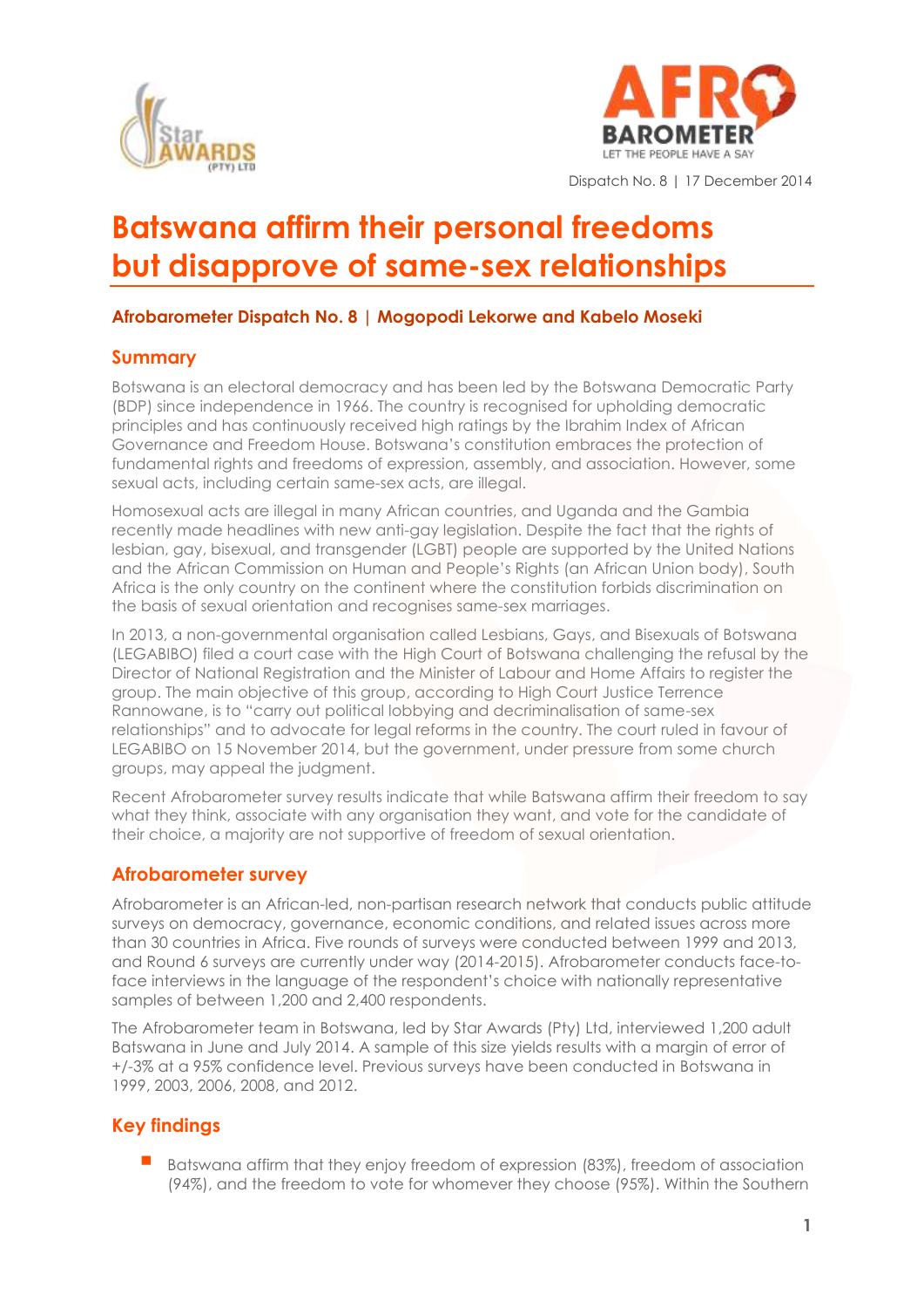Dispatch No. 8 | 17 December 2014

# Batswana affirm their personal freedoms but disapprove of same-sex relationships

**Afrobarometer Dispatch No. 8 | Mogopodi Lekorwe and Kabelo Moseki**

## Summary

Botswana is an electoral democracy and has been led by the Botswana Democratic Party (BDP) since independence in 1966. The country is recognised for upholding democratic principles and has continuously received high ratings by the Ibrahim Index of African Governance and Freedom House. Botswana's constitution embraces the protection of fundamental rights and freedoms of expression, assembly, and association. However, some sexual acts, including certain same-sex acts, are illegal.

Homosexual acts are illegal in many African countries, and Uganda and the Gambia recently made headlines with new anti-gay legislation. Despite the fact that the rights of lesbian, gay, bisexual, and transgender (LGBT) people are supported by the United Nations and the African Commission on Human and People's Rights (an African Union body), South Africa is the only country on the continent where the constitution forbids discrimination on the basis of sexual orientation and recognises same-sex marriages.

In 2013, a non-governmental organisation called Lesbians, Gays, and Bisexuals of Botswana (LEGABIBO) filed a court case with the High Court of Botswana challenging the refusal by the Director of National Registration and the Minister of Labour and Home Affairs to register the group. The main objective of this group, according to High Court Justice Terrence Rannowane, is to "carry out political lobbying and decriminalisation of same-sex relationships" and to advocate for legal reforms in the country. The court ruled in favour of LEGABIBO on 15 November 2014, but the government, under pressure from some church groups, may appeal the judgment.

Recent Afrobarometer survey results indicate that while Batswana affirm their freedom to say what they think, associate with any organisation they want, and vote for the candidate of their choice, a majority are not supportive of freedom of sexual orientation.

## Afrobarometer survey

Afrobarometer is an African-led, non-partisan research network that conducts public attitude surveys on democracy, governance, economic conditions, and related issues across more than 30 countries in Africa. Five rounds of surveys were conducted between 1999 and 2013, and Round 6 surveys are currently under way (2014-2015). Afrobarometer conducts face-to-face interviews in the language of the respondent's choice with nationally representative samples of between 1,200 and 2,400 respondents.

The Afrobarometer team in Botswana, led by Star Awards (Pty) Ltd, interviewed 1,200 adult Batswana in June and July 2014. A sample of this size yields results with a margin of error of +/-3% at a 95% confidence level. Previous surveys have been conducted in Botswana in 1999, 2003, 2006, 2008, and 2012.

## Key findings

- Batswana affirm that they enjoy freedom of expression (83%), freedom of association (94%), and the freedom to vote for whomever they choose (95%). Within the Southern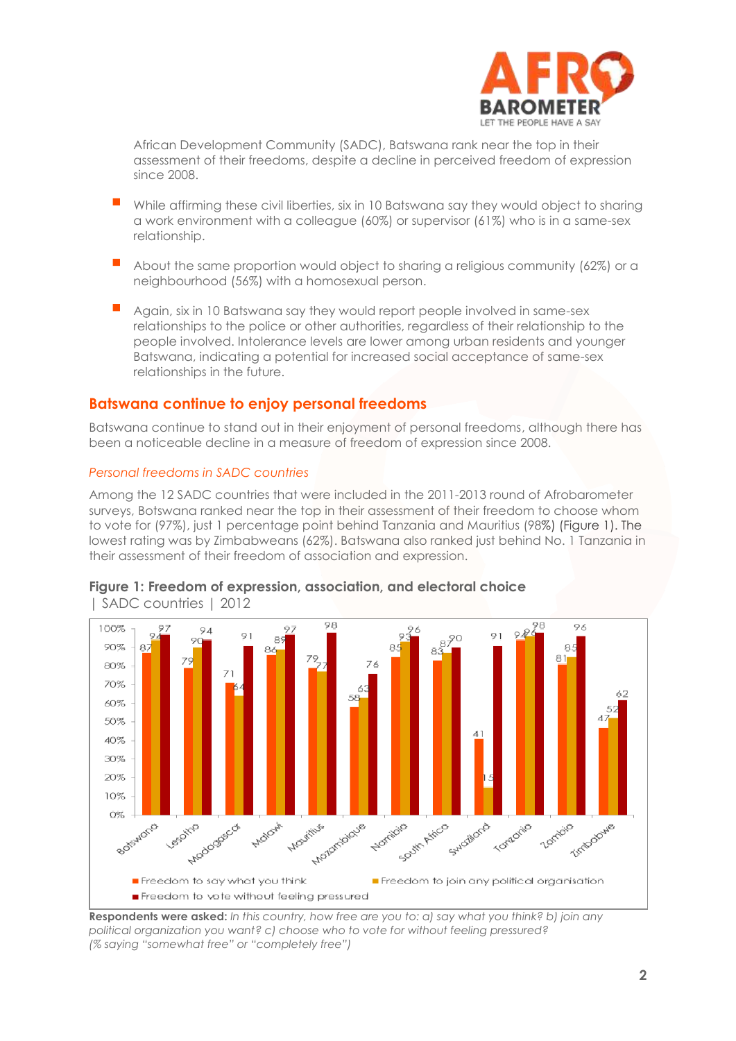African Development Community (SADC), Batswana rank near the top in their assessment of their freedoms, despite a decline in perceived freedom of expression since 2008.

- While affirming these civil liberties, six in 10 Batswana say they would object to sharing a work environment with a colleague (60%) or supervisor (61%) who is in a same-sex relationship.
- About the same proportion would object to sharing a religious community (62%) or a neighbourhood (56%) with a homosexual person.
- Again, six in 10 Batswana say they would report people involved in same-sex relationships to the police or other authorities, regardless of their relationship to the people involved. Intolerance levels are lower among urban residents and younger Batswana, indicating a potential for increased social acceptance of same-sex relationships in the future.

## Batswana continue to enjoy personal freedoms

Batswana continue to stand out in their enjoyment of personal freedoms, although there has been a noticeable decline in a measure of freedom of expression since 2008.

### *Personal freedoms in SADC countries*

Among the 12 SADC countries that were included in the 2011-2013 round of Afrobarometer surveys, Botswana ranked near the top in their assessment of their freedom to choose whom to vote for (97%), just 1 percentage point behind Tanzania and Mauritius (98%) (Figure 1). The lowest rating was by Zimbabweans (62%). Batswana also ranked just behind No. 1 Tanzania in their assessment of their freedom of association and expression.

**Figure 1: Freedom of expression, association, and electoral choice** | SADC countries | 2012

| Country | Freedom to say what you think | Freedom to join any political organisation | Freedom to vote without feeling pressured |
|---|---|---|---|
| Botswana | 87 | 94 | 97 |
| Lesotho | 79 | 90 | 94 |
| Madagascar | 71 | 64 | 91 |
| Malawi | 86 | 89 | 97 |
| Mauritius | 79 | 77 | 98 |
| Mozambique | 58 | 63 | 76 |
| Namibia | 85 | 93 | 96 |
| South Africa | 83 | 87 | 90 |
| Swaziland | 41 | 15 | 91 |
| Tanzania | 94 | 96 | 98 |
| Zambia | 81 | 85 | 96 |
| Zimbabwe | 47 | 52 | 62 |

**Respondents were asked:** *In this country, how free are you to: a) say what you think? b) join any political organization you want? c) choose who to vote for without feeling pressured? (% saying "somewhat free" or "completely free")*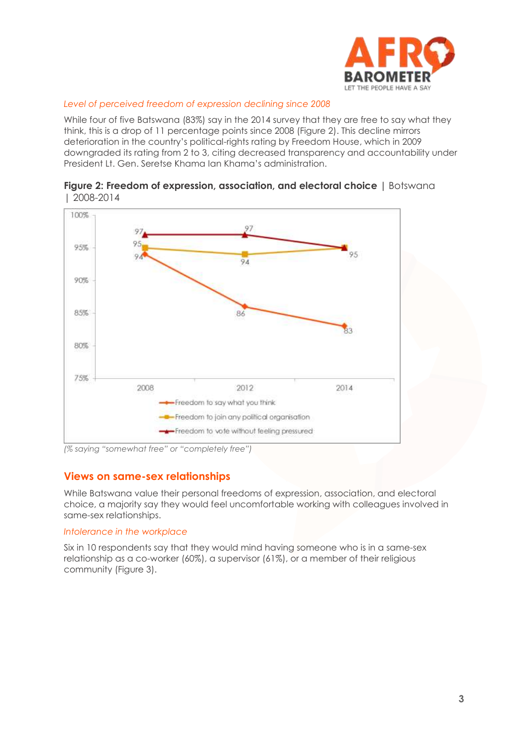*Level of perceived freedom of expression declining since 2008*

While four of five Batswana (83%) say in the 2014 survey that they are free to say what they think, this is a drop of 11 percentage points since 2008 (Figure 2). This decline mirrors deterioration in the country's political-rights rating by Freedom House, which in 2009 downgraded its rating from 2 to 3, citing decreased transparency and accountability under President Lt. Gen. Seretse Khama Ian Khama's administration.

**Figure 2: Freedom of expression, association, and electoral choice** | Botswana | 2008-2014

| | 2008 | 2012 | 2014 |
|---|---|---|---|
| Freedom to say what you think | 94 | 86 | 83 |
| Freedom to join any political organisation | 95 | 94 | 95 |
| Freedom to vote without feeling pressured | 97 | 97 | 95 |

*(% saying "somewhat free" or "completely free")*

## Views on same-sex relationships

While Batswana value their personal freedoms of expression, association, and electoral choice, a majority say they would feel uncomfortable working with colleagues involved in same-sex relationships.

*Intolerance in the workplace*

Six in 10 respondents say that they would mind having someone who is in a same-sex relationship as a co-worker (60%), a supervisor (61%), or a member of their religious community (Figure 3).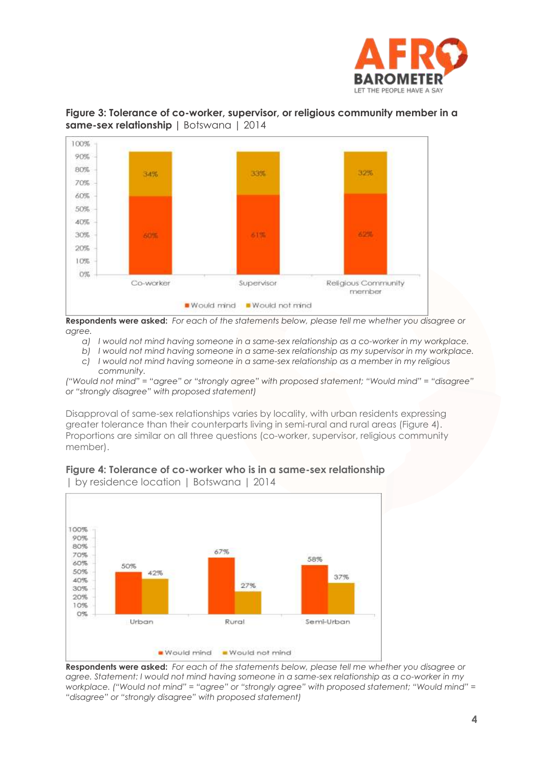**Figure 3: Tolerance of co-worker, supervisor, or religious community member in a same-sex relationship** | Botswana | 2014

| | Would mind | Would not mind |
|---|---|---|
| Co-worker | 60% | 34% |
| Supervisor | 61% | 33% |
| Religious Community member | 62% | 32% |

**Respondents were asked:** *For each of the statements below, please tell me whether you disagree or agree.*

- *a) I would not mind having someone in a same-sex relationship as a co-worker in my workplace.*
- *b) I would not mind having someone in a same-sex relationship as my supervisor in my workplace.*
- *c) I would not mind having someone in a same-sex relationship as a member in my religious community.*

*("Would not mind" = "agree" or "strongly agree" with proposed statement; "Would mind" = "disagree" or "strongly disagree" with proposed statement)*

Disapproval of same-sex relationships varies by locality, with urban residents expressing greater tolerance than their counterparts living in semi-rural and rural areas (Figure 4). Proportions are similar on all three questions (co-worker, supervisor, religious community member).

**Figure 4: Tolerance of co-worker who is in a same-sex relationship** | by residence location | Botswana | 2014

| | Would mind | Would not mind |
|---|---|---|
| Urban | 50% | 42% |
| Rural | 67% | 27% |
| Semi-Urban | 58% | 37% |

**Respondents were asked:** *For each of the statements below, please tell me whether you disagree or agree. Statement: I would not mind having someone in a same-sex relationship as a co-worker in my workplace. ("Would not mind" = "agree" or "strongly agree" with proposed statement; "Would mind" = "disagree" or "strongly disagree" with proposed statement)*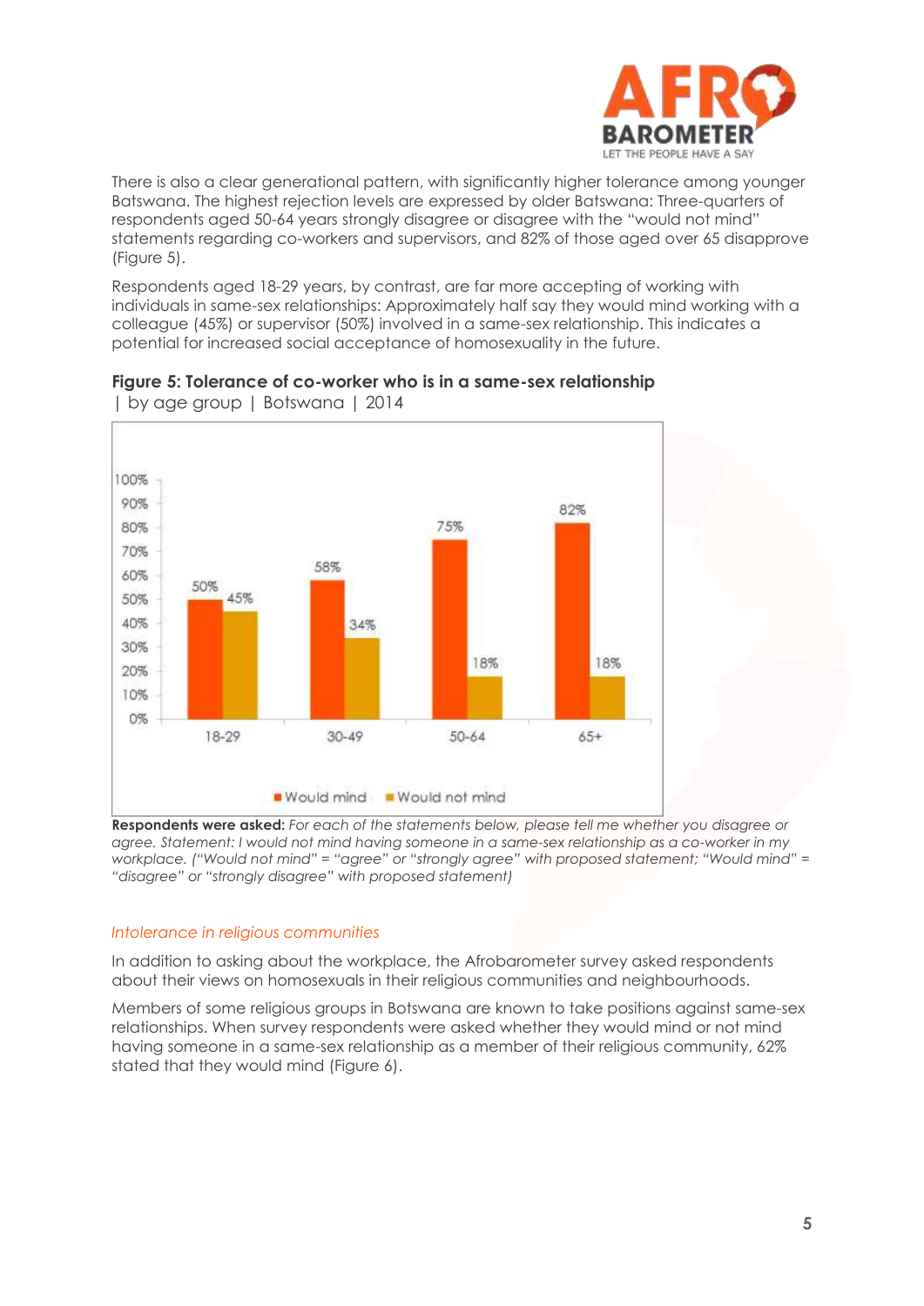There is also a clear generational pattern, with significantly higher tolerance among younger Batswana. The highest rejection levels are expressed by older Batswana: Three-quarters of respondents aged 50-64 years strongly disagree or disagree with the "would not mind" statements regarding co-workers and supervisors, and 82% of those aged over 65 disapprove (Figure 5).

Respondents aged 18-29 years, by contrast, are far more accepting of working with individuals in same-sex relationships: Approximately half say they would mind working with a colleague (45%) or supervisor (50%) involved in a same-sex relationship. This indicates a potential for increased social acceptance of homosexuality in the future.

**Figure 5: Tolerance of co-worker who is in a same-sex relationship**
| by age group | Botswana | 2014

| Age group | Would mind | Would not mind |
|---|---|---|
| 18-29 | 50% | 45% |
| 30-49 | 58% | 34% |
| 50-64 | 75% | 18% |
| 65+ | 82% | 18% |

**Respondents were asked:** *For each of the statements below, please tell me whether you disagree or agree. Statement: I would not mind having someone in a same-sex relationship as a co-worker in my workplace. ("Would not mind" = "agree" or "strongly agree" with proposed statement; "Would mind" = "disagree" or "strongly disagree" with proposed statement)*

### *Intolerance in religious communities*

In addition to asking about the workplace, the Afrobarometer survey asked respondents about their views on homosexuals in their religious communities and neighbourhoods.

Members of some religious groups in Botswana are known to take positions against same-sex relationships. When survey respondents were asked whether they would mind or not mind having someone in a same-sex relationship as a member of their religious community, 62% stated that they would mind (Figure 6).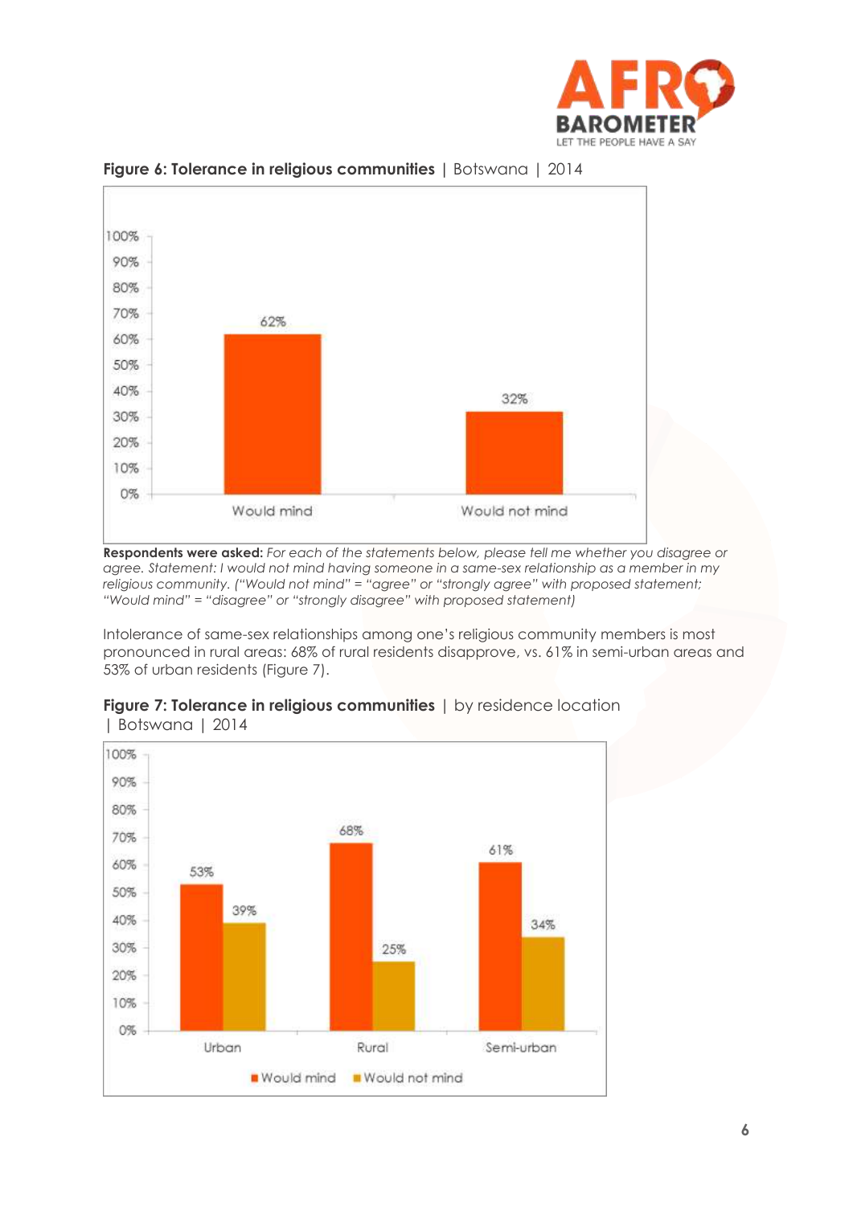**Figure 6: Tolerance in religious communities** | Botswana | 2014

| | Would mind | Would not mind |
|---|---|---|
| Botswana | 62% | 32% |

**Respondents were asked:** *For each of the statements below, please tell me whether you disagree or agree. Statement: I would not mind having someone in a same-sex relationship as a member in my religious community. ("Would not mind" = "agree" or "strongly agree" with proposed statement; "Would mind" = "disagree" or "strongly disagree" with proposed statement)*

Intolerance of same-sex relationships among one's religious community members is most pronounced in rural areas: 68% of rural residents disapprove, vs. 61% in semi-urban areas and 53% of urban residents (Figure 7).

**Figure 7: Tolerance in religious communities** | by residence location | Botswana | 2014

| | Would mind | Would not mind |
|---|---|---|
| Urban | 53% | 39% |
| Rural | 68% | 25% |
| Semi-urban | 61% | 34% |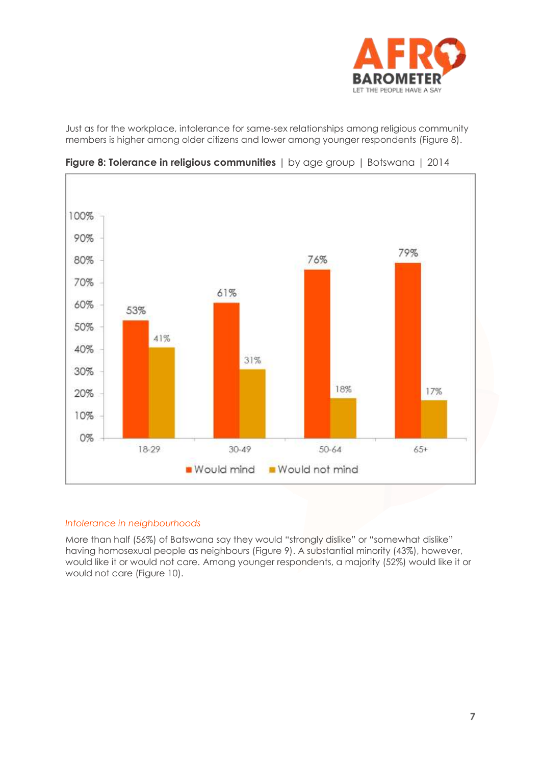Just as for the workplace, intolerance for same-sex relationships among religious community members is higher among older citizens and lower among younger respondents (Figure 8).

**Figure 8: Tolerance in religious communities** | by age group | Botswana | 2014

| Age group | Would mind | Would not mind |
|---|---|---|
| 18-29 | 53% | 41% |
| 30-49 | 61% | 31% |
| 50-64 | 76% | 18% |
| 65+ | 79% | 17% |

*Intolerance in neighbourhoods*

More than half (56%) of Batswana say they would "strongly dislike" or "somewhat dislike" having homosexual people as neighbours (Figure 9). A substantial minority (43%), however, would like it or would not care. Among younger respondents, a majority (52%) would like it or would not care (Figure 10).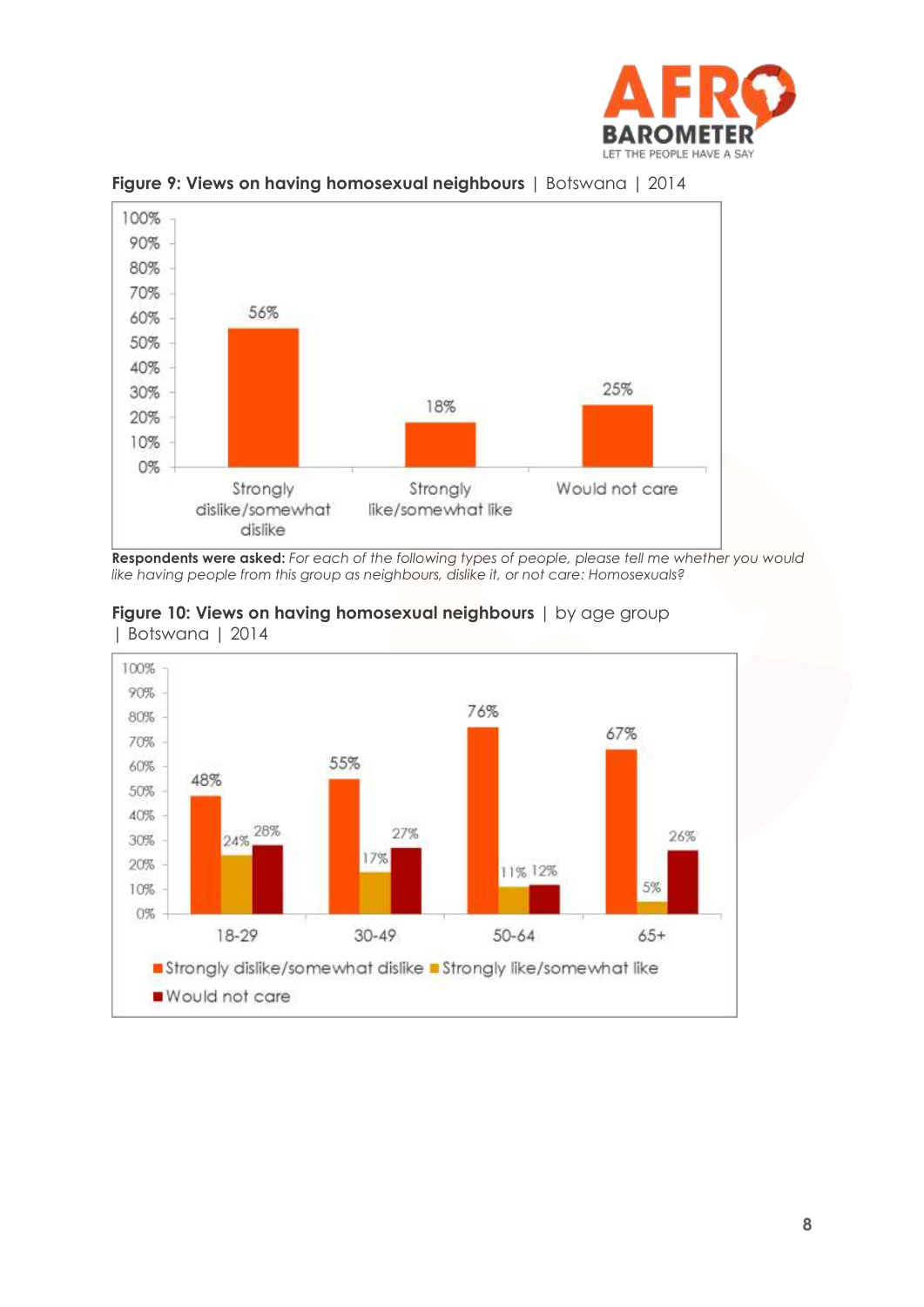**Figure 9: Views on having homosexual neighbours** | Botswana | 2014

| Response | Percentage |
|---|---|
| Strongly dislike/somewhat dislike | 56% |
| Strongly like/somewhat like | 18% |
| Would not care | 25% |

**Respondents were asked:** *For each of the following types of people, please tell me whether you would like having people from this group as neighbours, dislike it, or not care: Homosexuals?*

**Figure 10: Views on having homosexual neighbours** | by age group | Botswana | 2014

| Age group | Strongly dislike/somewhat dislike | Strongly like/somewhat like | Would not care |
|---|---|---|---|
| 18-29 | 48% | 24% | 28% |
| 30-49 | 55% | 17% | 27% |
| 50-64 | 76% | 11% | 12% |
| 65+ | 67% | 5% | 26% |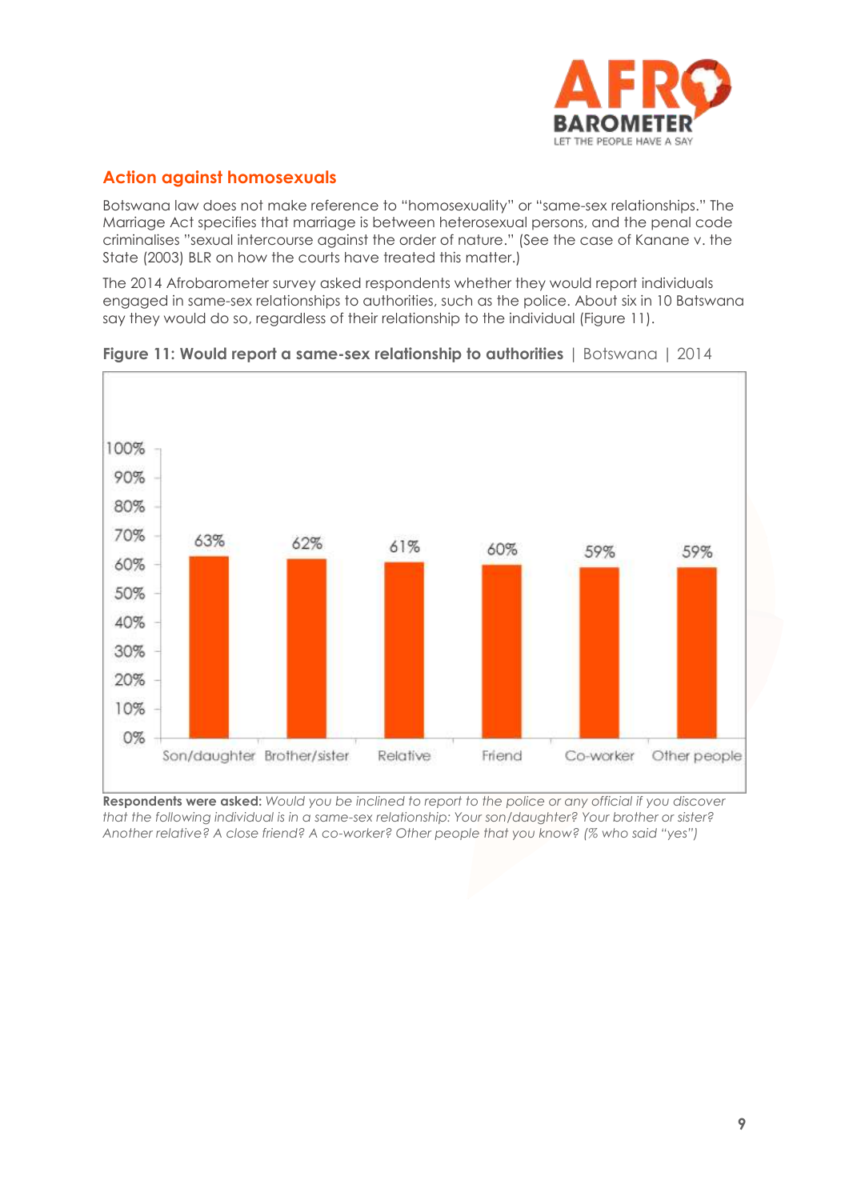## Action against homosexuals

Botswana law does not make reference to "homosexuality" or "same-sex relationships." The Marriage Act specifies that marriage is between heterosexual persons, and the penal code criminalises "sexual intercourse against the order of nature." (See the case of Kanane v. the State (2003) BLR on how the courts have treated this matter.)

The 2014 Afrobarometer survey asked respondents whether they would report individuals engaged in same-sex relationships to authorities, such as the police. About six in 10 Batswana say they would do so, regardless of their relationship to the individual (Figure 11).

**Figure 11: Would report a same-sex relationship to authorities** | Botswana | 2014

| Son/daughter | Brother/sister | Relative | Friend | Co-worker | Other people |
|---|---|---|---|---|---|
| 63% | 62% | 61% | 60% | 59% | 59% |

**Respondents were asked:** *Would you be inclined to report to the police or any official if you discover that the following individual is in a same-sex relationship: Your son/daughter? Your brother or sister? Another relative? A close friend? A co-worker? Other people that you know? (% who said "yes")*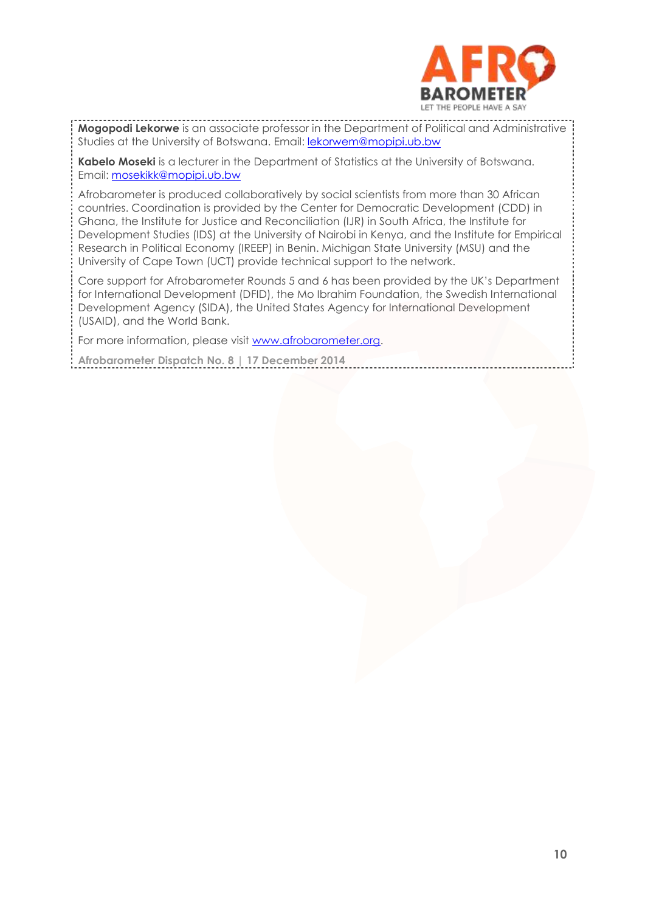**Mogopodi Lekorwe** is an associate professor in the Department of Political and Administrative Studies at the University of Botswana. Email: lekorwem@mopipi.ub.bw

**Kabelo Moseki** is a lecturer in the Department of Statistics at the University of Botswana. Email: mosekikk@mopipi.ub.bw

Afrobarometer is produced collaboratively by social scientists from more than 30 African countries. Coordination is provided by the Center for Democratic Development (CDD) in Ghana, the Institute for Justice and Reconciliation (IJR) in South Africa, the Institute for Development Studies (IDS) at the University of Nairobi in Kenya, and the Institute for Empirical Research in Political Economy (IREEP) in Benin. Michigan State University (MSU) and the University of Cape Town (UCT) provide technical support to the network.

Core support for Afrobarometer Rounds 5 and 6 has been provided by the UK's Department for International Development (DFID), the Mo Ibrahim Foundation, the Swedish International Development Agency (SIDA), the United States Agency for International Development (USAID), and the World Bank.

For more information, please visit www.afrobarometer.org.

**Afrobarometer Dispatch No. 8 | 17 December 2014**